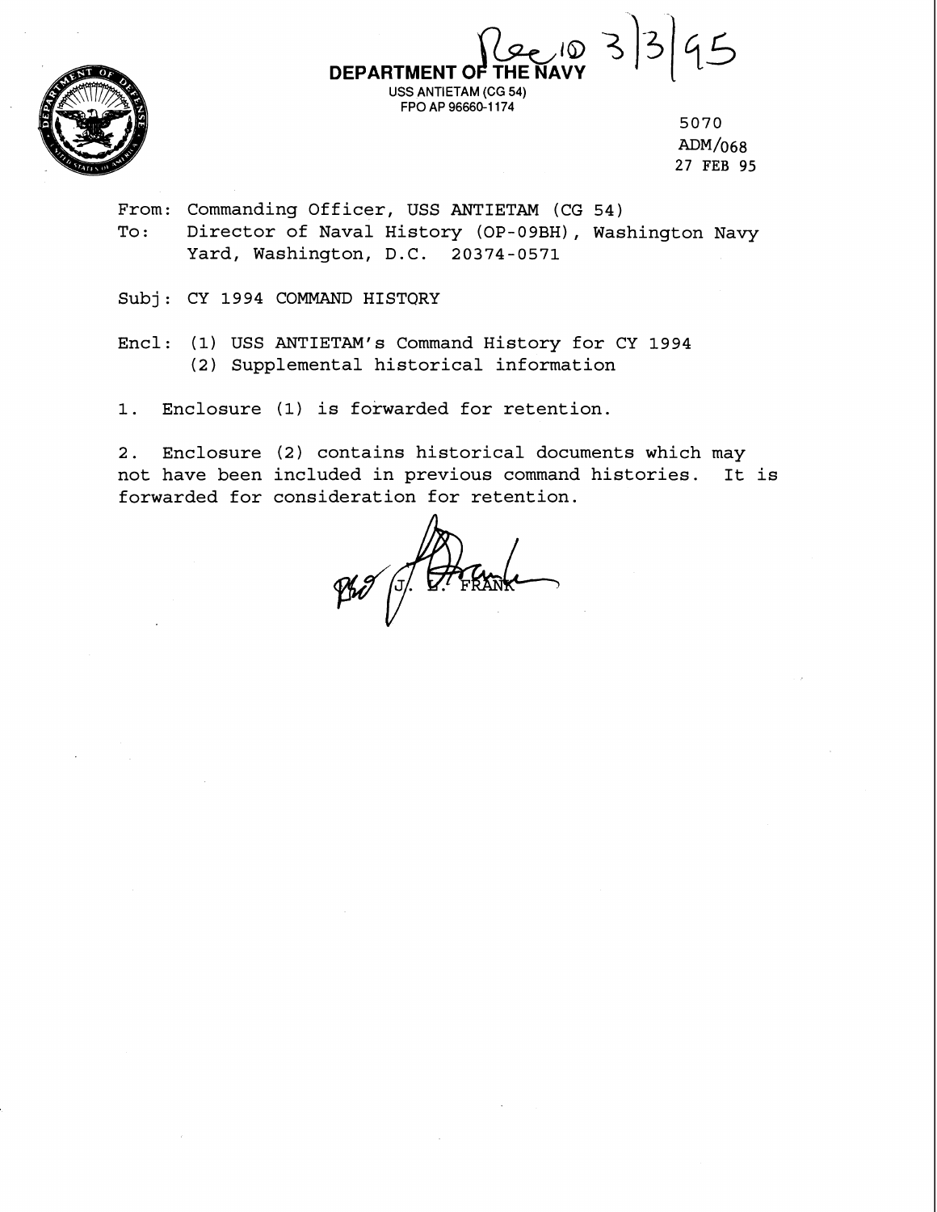**DEPARTMENT OF THE NAVY**
USS ANTIETAM (CG 54)
FPO AP 96660-1174

Rec'd 3/3/95

5070
ADM/068
27 FEB 95

From: Commanding Officer, USS ANTIETAM (CG 54)
To: Director of Naval History (OP-09BH), Washington Navy Yard, Washington, D.C. 20374-0571

Subj: CY 1994 COMMAND HISTORY

Encl: (1) USS ANTIETAM's Command History for CY 1994
(2) Supplemental historical information

1. Enclosure (1) is forwarded for retention.

2. Enclosure (2) contains historical documents which may not have been included in previous command histories. It is forwarded for consideration for retention.

J. E. FRANK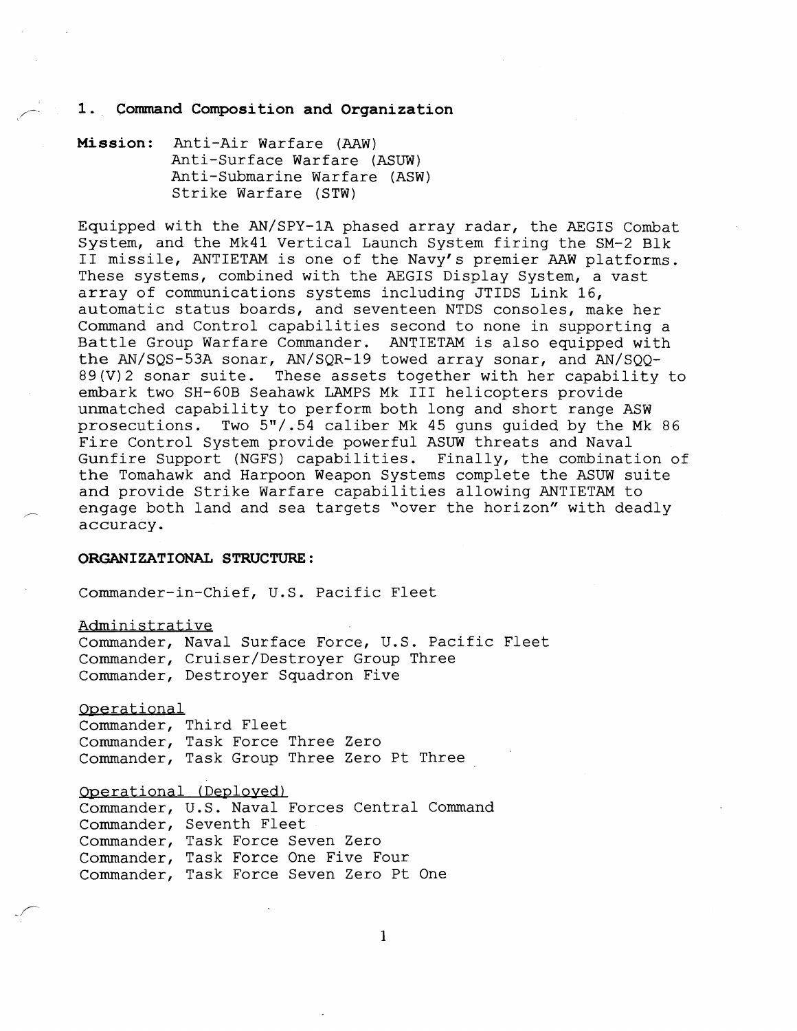## 1. Command Composition and Organization

**Mission:** Anti-Air Warfare (AAW)
Anti-Surface Warfare (ASUW)
Anti-Submarine Warfare (ASW)
Strike Warfare (STW)

Equipped with the AN/SPY-1A phased array radar, the AEGIS Combat System, and the Mk41 Vertical Launch System firing the SM-2 Blk II missile, ANTIETAM is one of the Navy's premier AAW platforms. These systems, combined with the AEGIS Display System, a vast array of communications systems including JTIDS Link 16, automatic status boards, and seventeen NTDS consoles, make her Command and Control capabilities second to none in supporting a Battle Group Warfare Commander. ANTIETAM is also equipped with the AN/SQS-53A sonar, AN/SQR-19 towed array sonar, and AN/SQQ-89(V)2 sonar suite. These assets together with her capability to embark two SH-60B Seahawk LAMPS Mk III helicopters provide unmatched capability to perform both long and short range ASW prosecutions. Two 5"/.54 caliber Mk 45 guns guided by the Mk 86 Fire Control System provide powerful ASUW threats and Naval Gunfire Support (NGFS) capabilities. Finally, the combination of the Tomahawk and Harpoon Weapon Systems complete the ASUW suite and provide Strike Warfare capabilities allowing ANTIETAM to engage both land and sea targets "over the horizon" with deadly accuracy.

**ORGANIZATIONAL STRUCTURE:**

Commander-in-Chief, U.S. Pacific Fleet

Administrative

Commander, Naval Surface Force, U.S. Pacific Fleet
Commander, Cruiser/Destroyer Group Three
Commander, Destroyer Squadron Five

Operational

Commander, Third Fleet
Commander, Task Force Three Zero
Commander, Task Group Three Zero Pt Three

Operational (Deployed)

Commander, U.S. Naval Forces Central Command
Commander, Seventh Fleet
Commander, Task Force Seven Zero
Commander, Task Force One Five Four
Commander, Task Force Seven Zero Pt One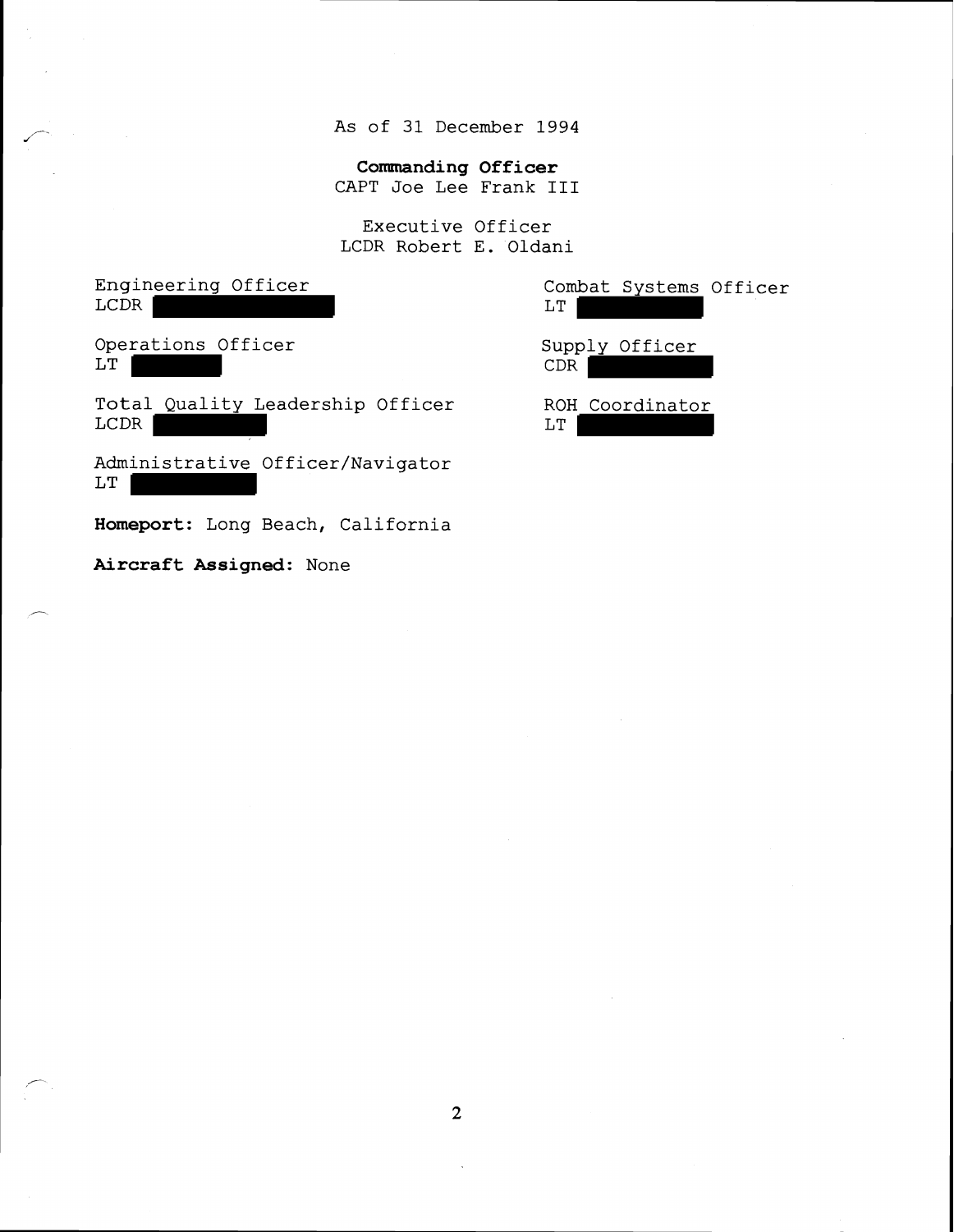As of 31 December 1994

**Commanding Officer**
CAPT Joe Lee Frank III

Executive Officer
LCDR Robert E. Oldani

Engineering Officer
LCDR [REDACTED]

Operations Officer
LT [REDACTED]

Total Quality Leadership Officer
LCDR [REDACTED]

Administrative Officer/Navigator
LT [REDACTED]

Combat Systems Officer
LT [REDACTED]

Supply Officer
CDR [REDACTED]

ROH Coordinator
LT [REDACTED]

**Homeport:** Long Beach, California

**Aircraft Assigned:** None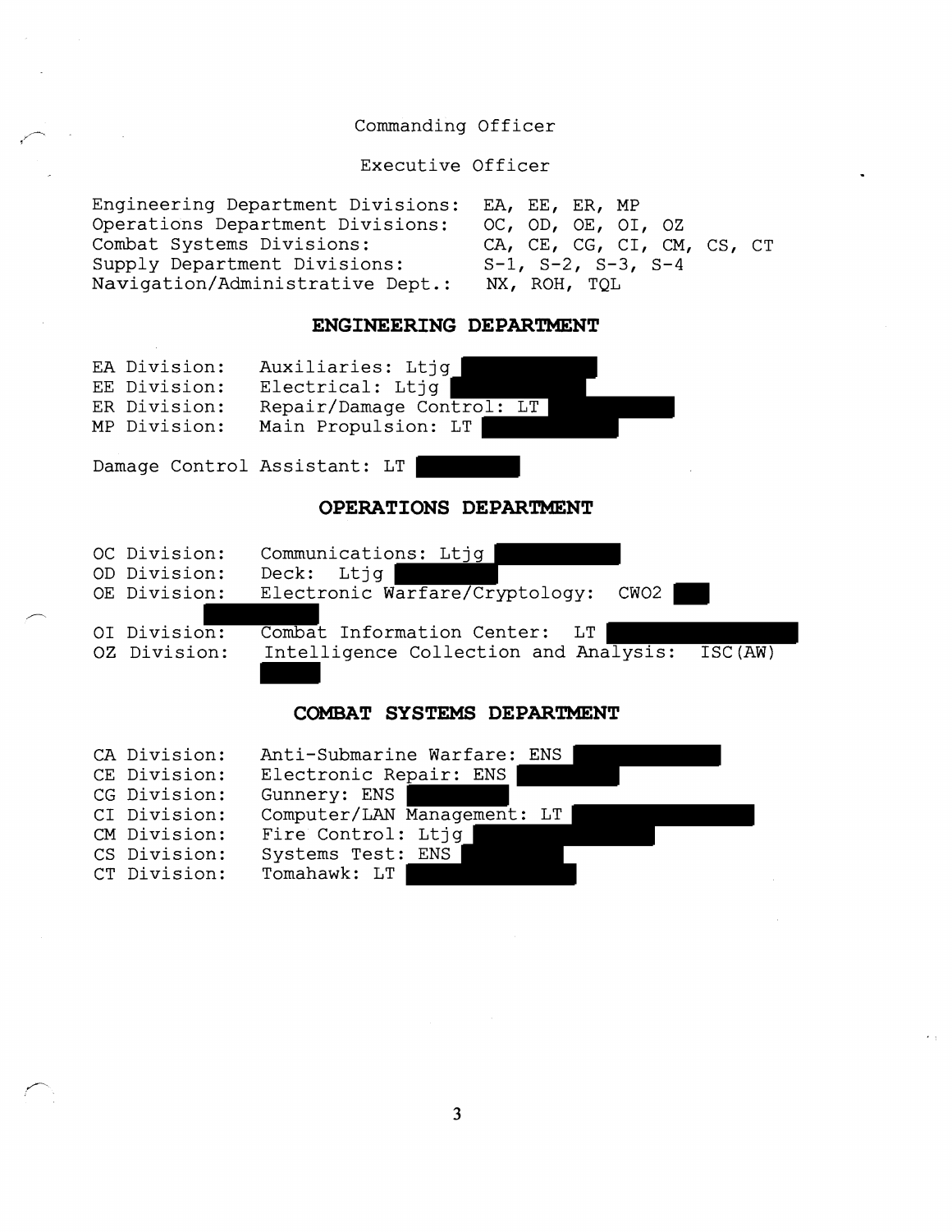Commanding Officer

Executive Officer

| | |
|---|---|
| Engineering Department Divisions: | EA, EE, ER, MP |
| Operations Department Divisions: | OC, OD, OE, OI, OZ |
| Combat Systems Divisions: | CA, CE, CG, CI, CM, CS, CT |
| Supply Department Divisions: | S-1, S-2, S-3, S-4 |
| Navigation/Administrative Dept.: | NX, ROH, TQL |

## ENGINEERING DEPARTMENT

| | |
|---|---|
| EA Division: | Auxiliaries: Ltjg |
| EE Division: | Electrical: Ltjg |
| ER Division: | Repair/Damage Control: LT |
| MP Division: | Main Propulsion: LT |

Damage Control Assistant: LT

## OPERATIONS DEPARTMENT

| | |
|---|---|
| OC Division: | Communications: Ltjg |
| OD Division: | Deck: Ltjg |
| OE Division: | Electronic Warfare/Cryptology: CWO2 |
| OI Division: | Combat Information Center: LT |
| OZ Division: | Intelligence Collection and Analysis: ISC(AW) |

## COMBAT SYSTEMS DEPARTMENT

| | |
|---|---|
| CA Division: | Anti-Submarine Warfare: ENS |
| CE Division: | Electronic Repair: ENS |
| CG Division: | Gunnery: ENS |
| CI Division: | Computer/LAN Management: LT |
| CM Division: | Fire Control: Ltjg |
| CS Division: | Systems Test: ENS |
| CT Division: | Tomahawk: LT |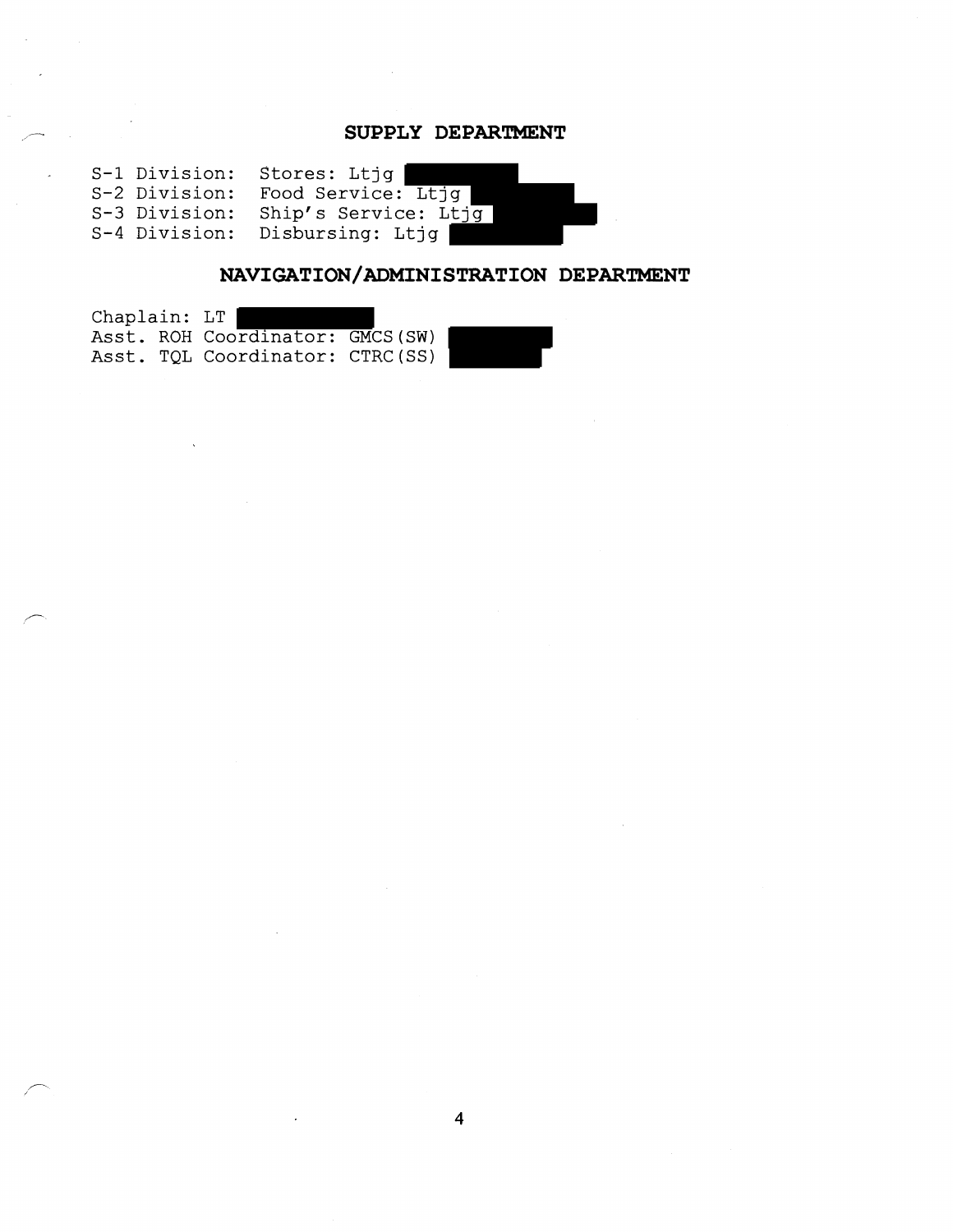## SUPPLY DEPARTMENT

S-1 Division: Stores: Ltjg
S-2 Division: Food Service: Ltjg
S-3 Division: Ship's Service: Ltjg
S-4 Division: Disbursing: Ltjg

## NAVIGATION/ADMINISTRATION DEPARTMENT

Chaplain: LT
Asst. ROH Coordinator: GMCS(SW)
Asst. TQL Coordinator: CTRC(SS)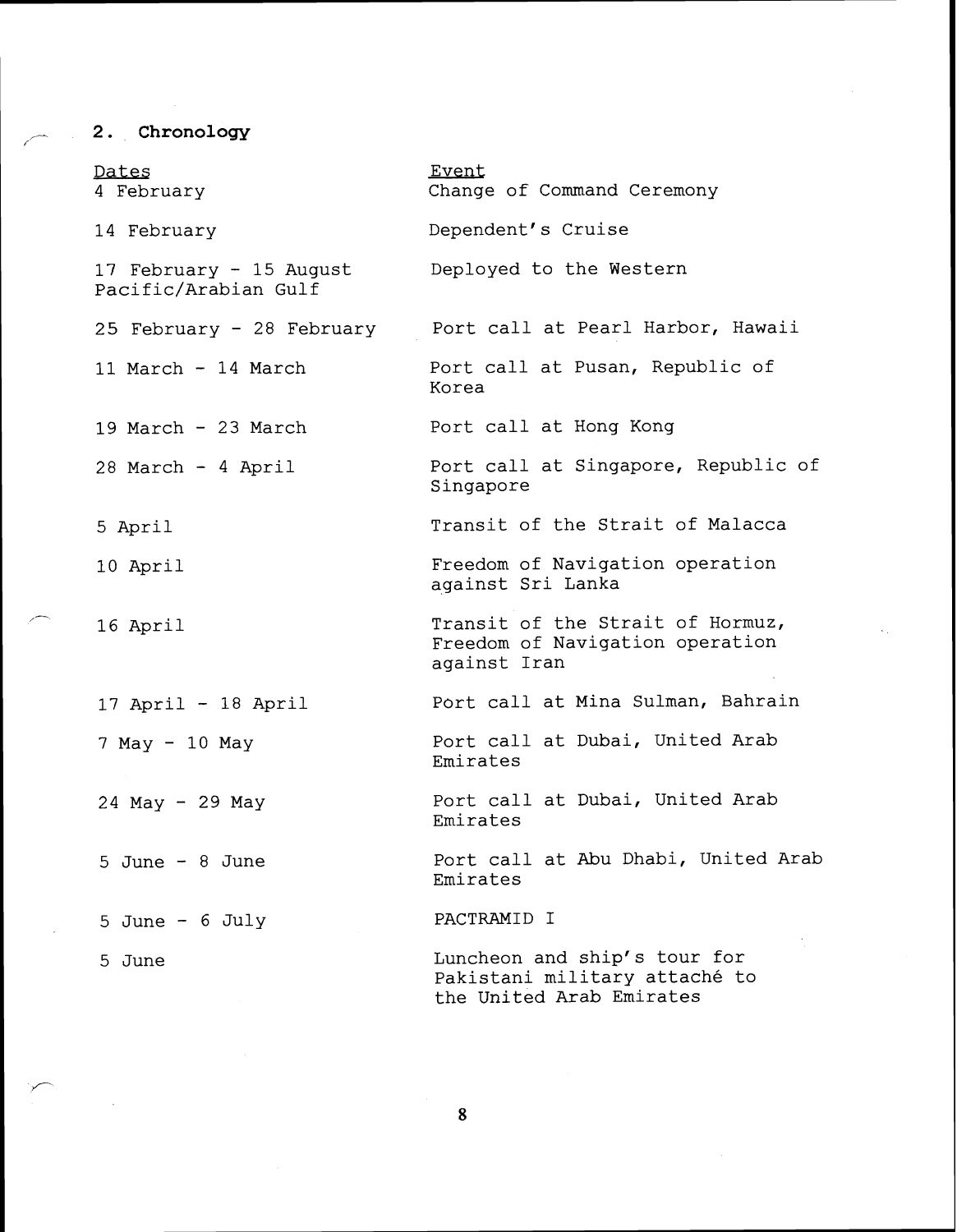## 2. Chronology

| Dates | Event |
| --- | --- |
| 4 February | Change of Command Ceremony |
| 14 February | Dependent's Cruise |
| 17 February - 15 August | Deployed to the Western Pacific/Arabian Gulf |
| 25 February - 28 February | Port call at Pearl Harbor, Hawaii |
| 11 March - 14 March | Port call at Pusan, Republic of Korea |
| 19 March - 23 March | Port call at Hong Kong |
| 28 March - 4 April | Port call at Singapore, Republic of Singapore |
| 5 April | Transit of the Strait of Malacca |
| 10 April | Freedom of Navigation operation against Sri Lanka |
| 16 April | Transit of the Strait of Hormuz, Freedom of Navigation operation against Iran |
| 17 April - 18 April | Port call at Mina Sulman, Bahrain |
| 7 May - 10 May | Port call at Dubai, United Arab Emirates |
| 24 May - 29 May | Port call at Dubai, United Arab Emirates |
| 5 June - 8 June | Port call at Abu Dhabi, United Arab Emirates |
| 5 June - 6 July | PACTRAMID I |
| 5 June | Luncheon and ship's tour for Pakistani military attaché to the United Arab Emirates |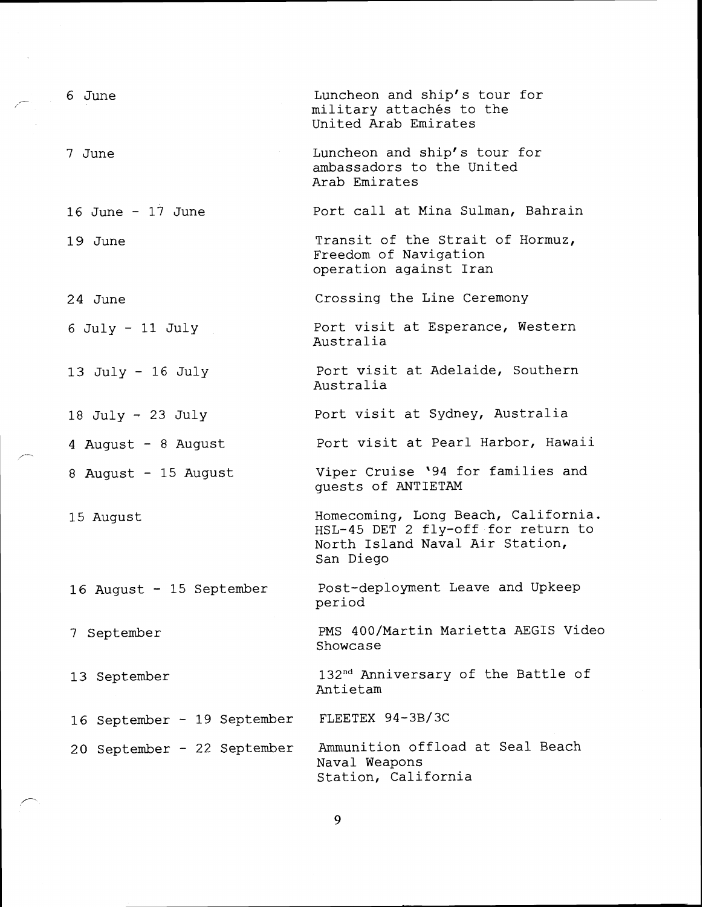| | |
|---|---|
| 6 June | Luncheon and ship's tour for military attachés to the United Arab Emirates |
| 7 June | Luncheon and ship's tour for ambassadors to the United Arab Emirates |
| 16 June - 17 June | Port call at Mina Sulman, Bahrain |
| 19 June | Transit of the Strait of Hormuz, Freedom of Navigation operation against Iran |
| 24 June | Crossing the Line Ceremony |
| 6 July - 11 July | Port visit at Esperance, Western Australia |
| 13 July - 16 July | Port visit at Adelaide, Southern Australia |
| 18 July - 23 July | Port visit at Sydney, Australia |
| 4 August - 8 August | Port visit at Pearl Harbor, Hawaii |
| 8 August - 15 August | Viper Cruise '94 for families and guests of ANTIETAM |
| 15 August | Homecoming, Long Beach, California. HSL-45 DET 2 fly-off for return to North Island Naval Air Station, San Diego |
| 16 August - 15 September | Post-deployment Leave and Upkeep period |
| 7 September | PMS 400/Martin Marietta AEGIS Video Showcase |
| 13 September | 132nd Anniversary of the Battle of Antietam |
| 16 September - 19 September | FLEETEX 94-3B/3C |
| 20 September - 22 September | Ammunition offload at Seal Beach Naval Weapons Station, California |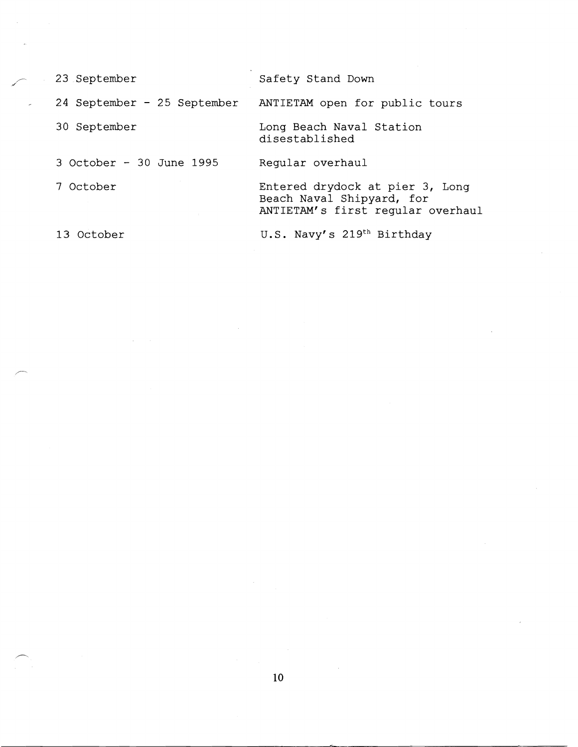| | |
|---|---|
| 23 September | Safety Stand Down |
| 24 September - 25 September | ANTIETAM open for public tours |
| 30 September | Long Beach Naval Station disestablished |
| 3 October - 30 June 1995 | Regular overhaul |
| 7 October | Entered drydock at pier 3, Long Beach Naval Shipyard, for ANTIETAM's first regular overhaul |
| 13 October | U.S. Navy's 219th Birthday |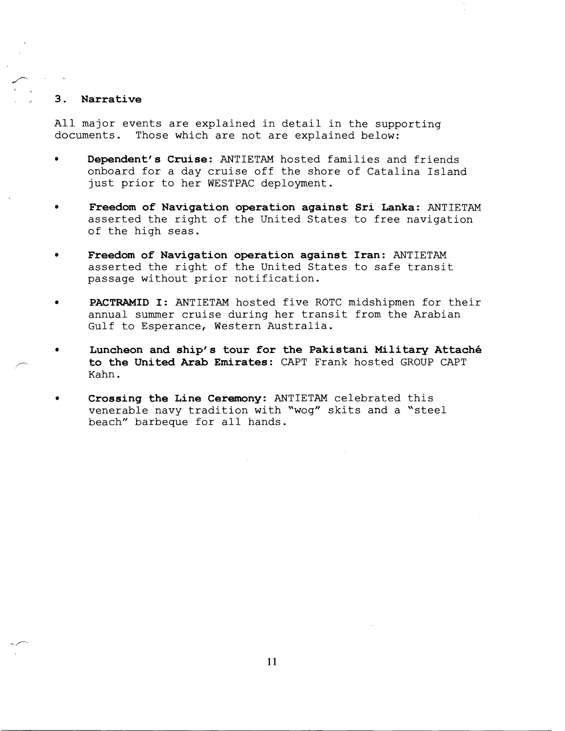### 3. Narrative

All major events are explained in detail in the supporting documents. Those which are not are explained below:

- **Dependent's Cruise:** ANTIETAM hosted families and friends onboard for a day cruise off the shore of Catalina Island just prior to her WESTPAC deployment.
- **Freedom of Navigation operation against Sri Lanka:** ANTIETAM asserted the right of the United States to free navigation of the high seas.
- **Freedom of Navigation operation against Iran:** ANTIETAM asserted the right of the United States to safe transit passage without prior notification.
- **PACTRAMID I:** ANTIETAM hosted five ROTC midshipmen for their annual summer cruise during her transit from the Arabian Gulf to Esperance, Western Australia.
- **Luncheon and ship's tour for the Pakistani Military Attaché to the United Arab Emirates:** CAPT Frank hosted GROUP CAPT Kahn.
- **Crossing the Line Ceremony:** ANTIETAM celebrated this venerable navy tradition with "wog" skits and a "steel beach" barbeque for all hands.